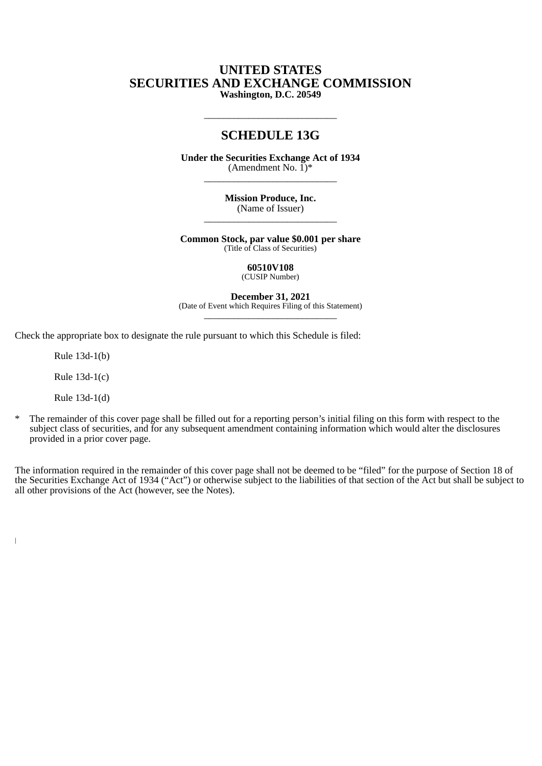# UNITED STATES
# SECURITIES AND EXCHANGE COMMISSION
**Washington, D.C. 20549**

---

## SCHEDULE 13G

**Under the Securities Exchange Act of 1934**
(Amendment No. 1)*

---

**Mission Produce, Inc.**
(Name of Issuer)

---

**Common Stock, par value $0.001 per share**
(Title of Class of Securities)

**60510V108**
(CUSIP Number)

**December 31, 2021**
(Date of Event which Requires Filing of this Statement)

---

Check the appropriate box to designate the rule pursuant to which this Schedule is filed:

Rule 13d-1(b)

Rule 13d-1(c)

Rule 13d-1(d)

\* The remainder of this cover page shall be filled out for a reporting person's initial filing on this form with respect to the subject class of securities, and for any subsequent amendment containing information which would alter the disclosures provided in a prior cover page.

The information required in the remainder of this cover page shall not be deemed to be "filed" for the purpose of Section 18 of the Securities Exchange Act of 1934 ("Act") or otherwise subject to the liabilities of that section of the Act but shall be subject to all other provisions of the Act (however, see the Notes).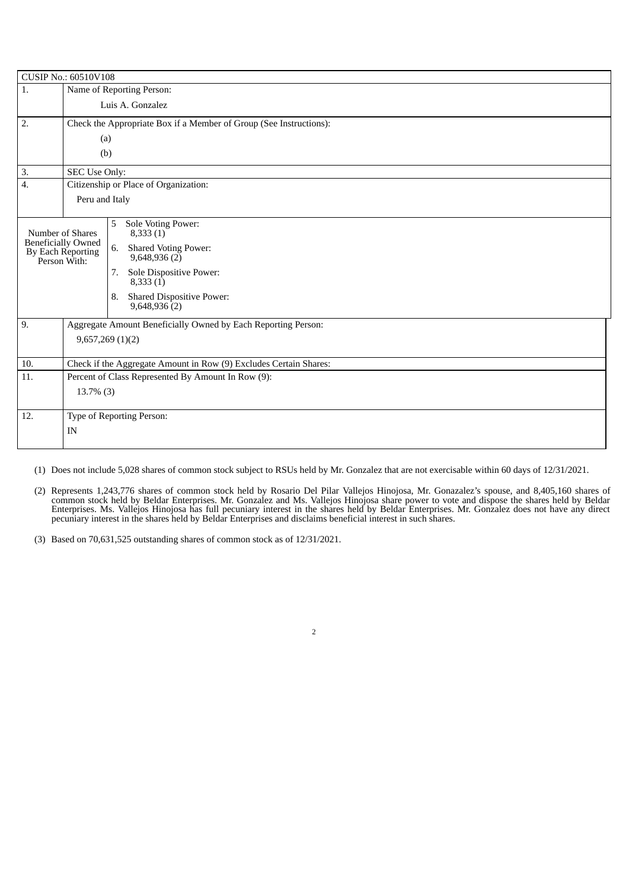| CUSIP No.: 60510V108 | | |
|---|---|---|
| 1. | Name of Reporting Person: Luis A. Gonzalez | |
| 2. | Check the Appropriate Box if a Member of Group (See Instructions): (a) (b) | |
| 3. | SEC Use Only: | |
| 4. | Citizenship or Place of Organization: Peru and Italy | |
| Number of Shares Beneficially Owned By Each Reporting Person With: | | 5 Sole Voting Power: 8,333 (1) |
| | | 6. Shared Voting Power: 9,648,936 (2) |
| | | 7. Sole Dispositive Power: 8,333 (1) |
| | | 8. Shared Dispositive Power: 9,648,936 (2) |
| 9. | Aggregate Amount Beneficially Owned by Each Reporting Person: 9,657,269 (1)(2) | |
| 10. | Check if the Aggregate Amount in Row (9) Excludes Certain Shares: | |
| 11. | Percent of Class Represented By Amount In Row (9): 13.7% (3) | |
| 12. | Type of Reporting Person: IN | |

(1) Does not include 5,028 shares of common stock subject to RSUs held by Mr. Gonzalez that are not exercisable within 60 days of 12/31/2021.

(2) Represents 1,243,776 shares of common stock held by Rosario Del Pilar Vallejos Hinojosa, Mr. Gonazalez's spouse, and 8,405,160 shares of common stock held by Beldar Enterprises. Mr. Gonzalez and Ms. Vallejos Hinojosa share power to vote and dispose the shares held by Beldar Enterprises. Ms. Vallejos Hinojosa has full pecuniary interest in the shares held by Beldar Enterprises. Mr. Gonzalez does not have any direct pecuniary interest in the shares held by Beldar Enterprises and disclaims beneficial interest in such shares.

(3) Based on 70,631,525 outstanding shares of common stock as of 12/31/2021.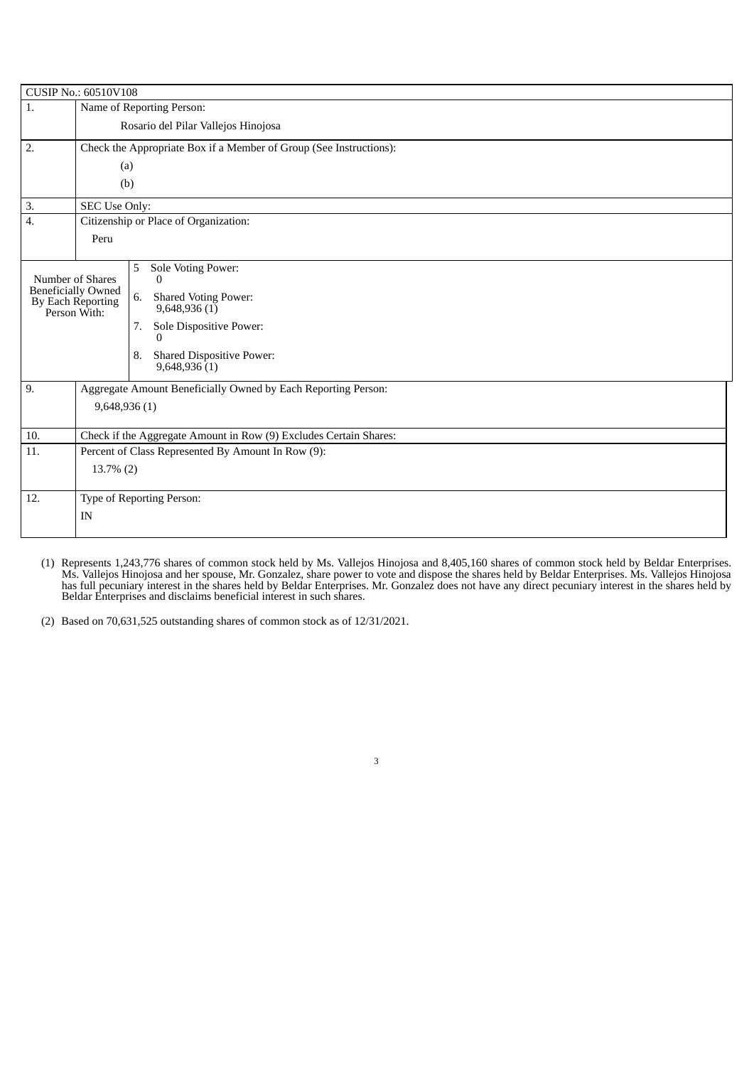| CUSIP No.: 60510V108 | | |
|---|---|---|
| 1. | Name of Reporting Person: Rosario del Pilar Vallejos Hinojosa | |
| 2. | Check the Appropriate Box if a Member of Group (See Instructions): (a) (b) | |
| 3. | SEC Use Only: | |
| 4. | Citizenship or Place of Organization: Peru | |
| Number of Shares Beneficially Owned By Each Reporting Person With: | 5 Sole Voting Power: 0 | |
| | 6. Shared Voting Power: 9,648,936 (1) | |
| | 7. Sole Dispositive Power: 0 | |
| | 8. Shared Dispositive Power: 9,648,936 (1) | |
| 9. | Aggregate Amount Beneficially Owned by Each Reporting Person: 9,648,936 (1) | |
| 10. | Check if the Aggregate Amount in Row (9) Excludes Certain Shares: | |
| 11. | Percent of Class Represented By Amount In Row (9): 13.7% (2) | |
| 12. | Type of Reporting Person: IN | |

(1) Represents 1,243,776 shares of common stock held by Ms. Vallejos Hinojosa and 8,405,160 shares of common stock held by Beldar Enterprises. Ms. Vallejos Hinojosa and her spouse, Mr. Gonzalez, share power to vote and dispose the shares held by Beldar Enterprises. Ms. Vallejos Hinojosa has full pecuniary interest in the shares held by Beldar Enterprises. Mr. Gonzalez does not have any direct pecuniary interest in the shares held by Beldar Enterprises and disclaims beneficial interest in such shares.

(2) Based on 70,631,525 outstanding shares of common stock as of 12/31/2021.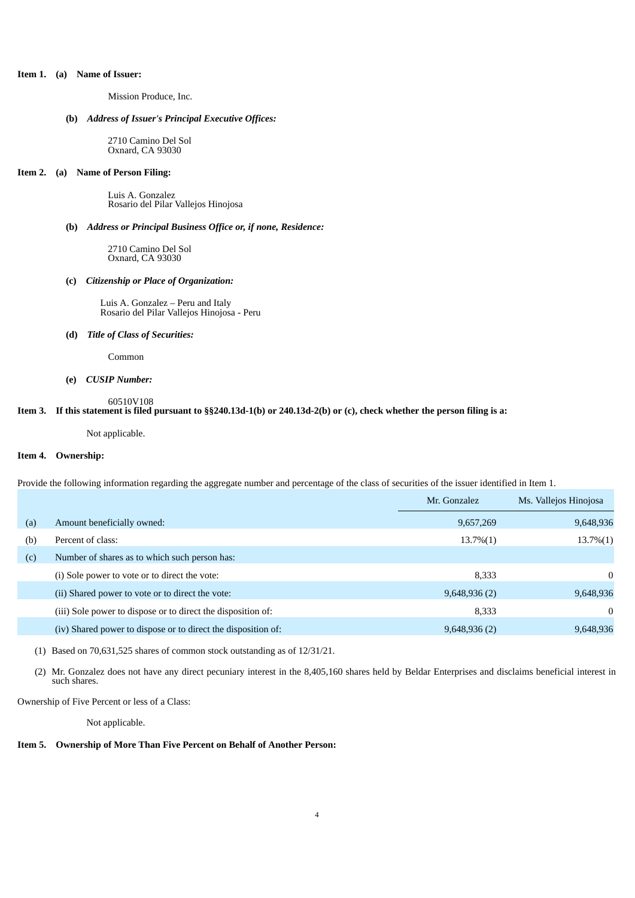**Item 1. (a) Name of Issuer:**

Mission Produce, Inc.

**(b) *Address of Issuer's Principal Executive Offices:***

2710 Camino Del Sol
Oxnard, CA 93030

**Item 2. (a) Name of Person Filing:**

Luis A. Gonzalez
Rosario del Pilar Vallejos Hinojosa

**(b) *Address or Principal Business Office or, if none, Residence:***

2710 Camino Del Sol
Oxnard, CA 93030

**(c) *Citizenship or Place of Organization:***

Luis A. Gonzalez – Peru and Italy
Rosario del Pilar Vallejos Hinojosa - Peru

**(d) *Title of Class of Securities:***

Common

**(e) *CUSIP Number:***

60510V108

**Item 3. If this statement is filed pursuant to §§240.13d-1(b) or 240.13d-2(b) or (c), check whether the person filing is a:**

Not applicable.

**Item 4. Ownership:**

Provide the following information regarding the aggregate number and percentage of the class of securities of the issuer identified in Item 1.

| | | Mr. Gonzalez | Ms. Vallejos Hinojosa |
|---|---|---|---|
| (a) | Amount beneficially owned: | 9,657,269 | 9,648,936 |
| (b) | Percent of class: | 13.7%(1) | 13.7%(1) |
| (c) | Number of shares as to which such person has: | | |
| | (i) Sole power to vote or to direct the vote: | 8,333 | 0 |
| | (ii) Shared power to vote or to direct the vote: | 9,648,936 (2) | 9,648,936 |
| | (iii) Sole power to dispose or to direct the disposition of: | 8,333 | 0 |
| | (iv) Shared power to dispose or to direct the disposition of: | 9,648,936 (2) | 9,648,936 |

(1) Based on 70,631,525 shares of common stock outstanding as of 12/31/21.

(2) Mr. Gonzalez does not have any direct pecuniary interest in the 8,405,160 shares held by Beldar Enterprises and disclaims beneficial interest in such shares.

Ownership of Five Percent or less of a Class:

Not applicable.

**Item 5. Ownership of More Than Five Percent on Behalf of Another Person:**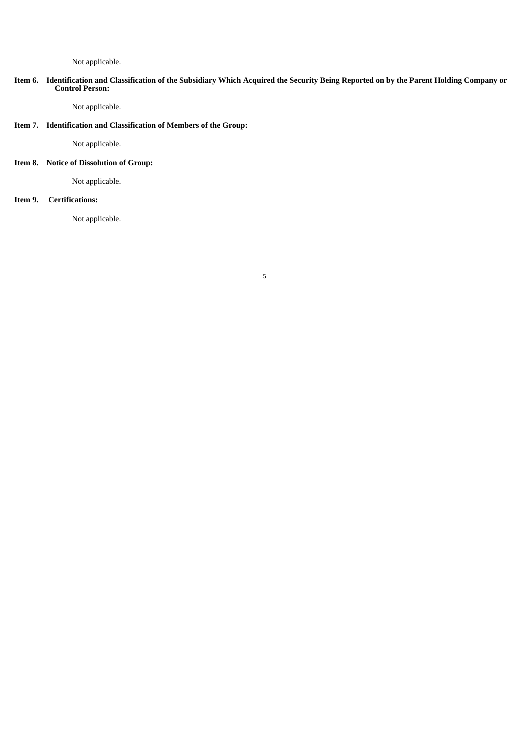Not applicable.

**Item 6. Identification and Classification of the Subsidiary Which Acquired the Security Being Reported on by the Parent Holding Company or Control Person:**

Not applicable.

**Item 7. Identification and Classification of Members of the Group:**

Not applicable.

**Item 8. Notice of Dissolution of Group:**

Not applicable.

**Item 9. Certifications:**

Not applicable.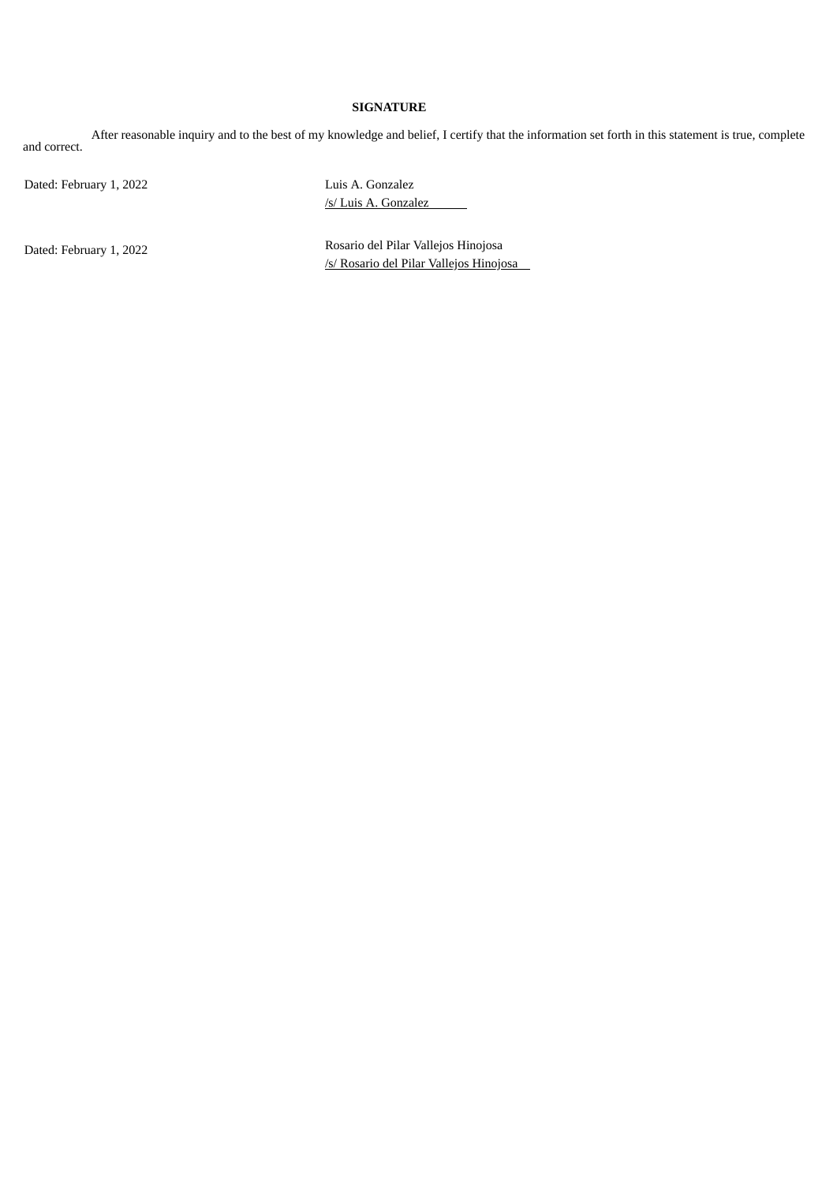**SIGNATURE**

After reasonable inquiry and to the best of my knowledge and belief, I certify that the information set forth in this statement is true, complete and correct.

| | |
|---|---|
| Dated: February 1, 2022 | Luis A. Gonzalez<br>/s/ Luis A. Gonzalez |
| Dated: February 1, 2022 | Rosario del Pilar Vallejos Hinojosa<br>/s/ Rosario del Pilar Vallejos Hinojosa |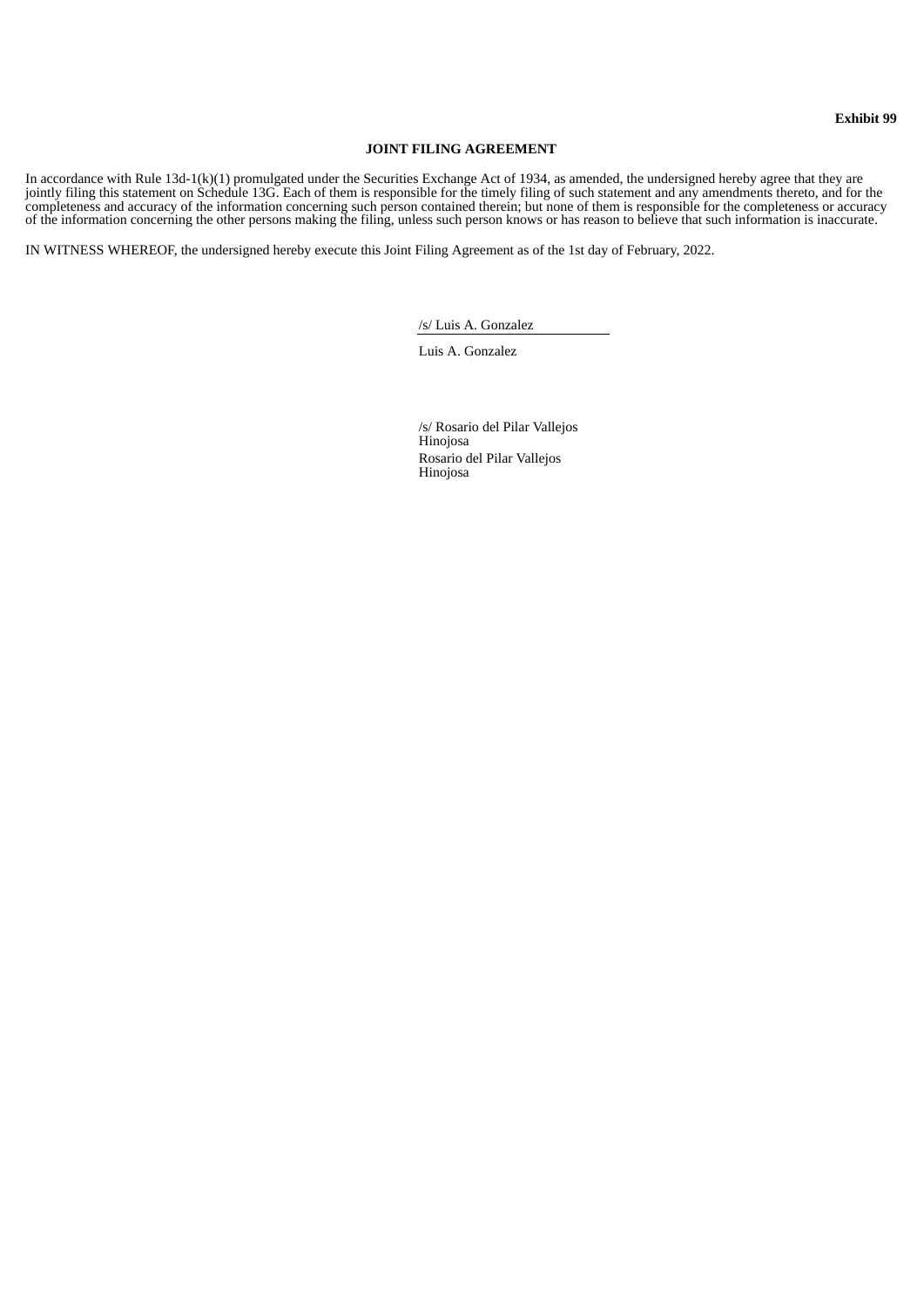**Exhibit 99**

**JOINT FILING AGREEMENT**

In accordance with Rule 13d-1(k)(1) promulgated under the Securities Exchange Act of 1934, as amended, the undersigned hereby agree that they are jointly filing this statement on Schedule 13G. Each of them is responsible for the timely filing of such statement and any amendments thereto, and for the completeness and accuracy of the information concerning such person contained therein; but none of them is responsible for the completeness or accuracy of the information concerning the other persons making the filing, unless such person knows or has reason to believe that such information is inaccurate.

IN WITNESS WHEREOF, the undersigned hereby execute this Joint Filing Agreement as of the 1st day of February, 2022.

/s/ Luis A. Gonzalez

Luis A. Gonzalez

/s/ Rosario del Pilar Vallejos Hinojosa

Rosario del Pilar Vallejos Hinojosa